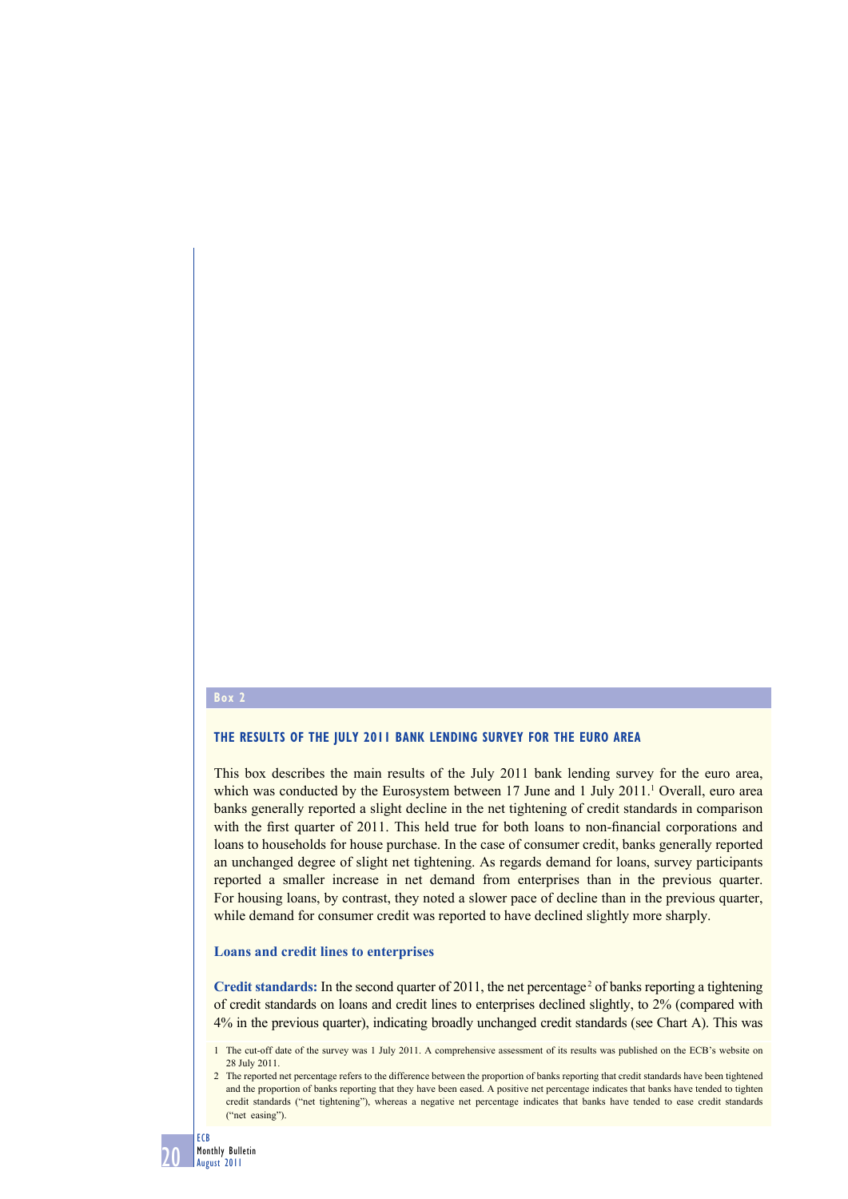## Box 2

### THE RESULTS OF THE JULY 2011 BANK LENDING SURVEY FOR THE EURO AREA

This box describes the main results of the July 2011 bank lending survey for the euro area, which was conducted by the Eurosystem between 17 June and 1 July 2011.[1] Overall, euro area banks generally reported a slight decline in the net tightening of credit standards in comparison with the first quarter of 2011. This held true for both loans to non-financial corporations and loans to households for house purchase. In the case of consumer credit, banks generally reported an unchanged degree of slight net tightening. As regards demand for loans, survey participants reported a smaller increase in net demand from enterprises than in the previous quarter. For housing loans, by contrast, they noted a slower pace of decline than in the previous quarter, while demand for consumer credit was reported to have declined slightly more sharply.

#### Loans and credit lines to enterprises

**Credit standards:** In the second quarter of 2011, the net percentage[2] of banks reporting a tightening of credit standards on loans and credit lines to enterprises declined slightly, to 2% (compared with 4% in the previous quarter), indicating broadly unchanged credit standards (see Chart A). This was

1 The cut-off date of the survey was 1 July 2011. A comprehensive assessment of its results was published on the ECB's website on 28 July 2011.

2 The reported net percentage refers to the difference between the proportion of banks reporting that credit standards have been tightened and the proportion of banks reporting that they have been eased. A positive net percentage indicates that banks have tended to tighten credit standards ("net tightening"), whereas a negative net percentage indicates that banks have tended to ease credit standards ("net easing").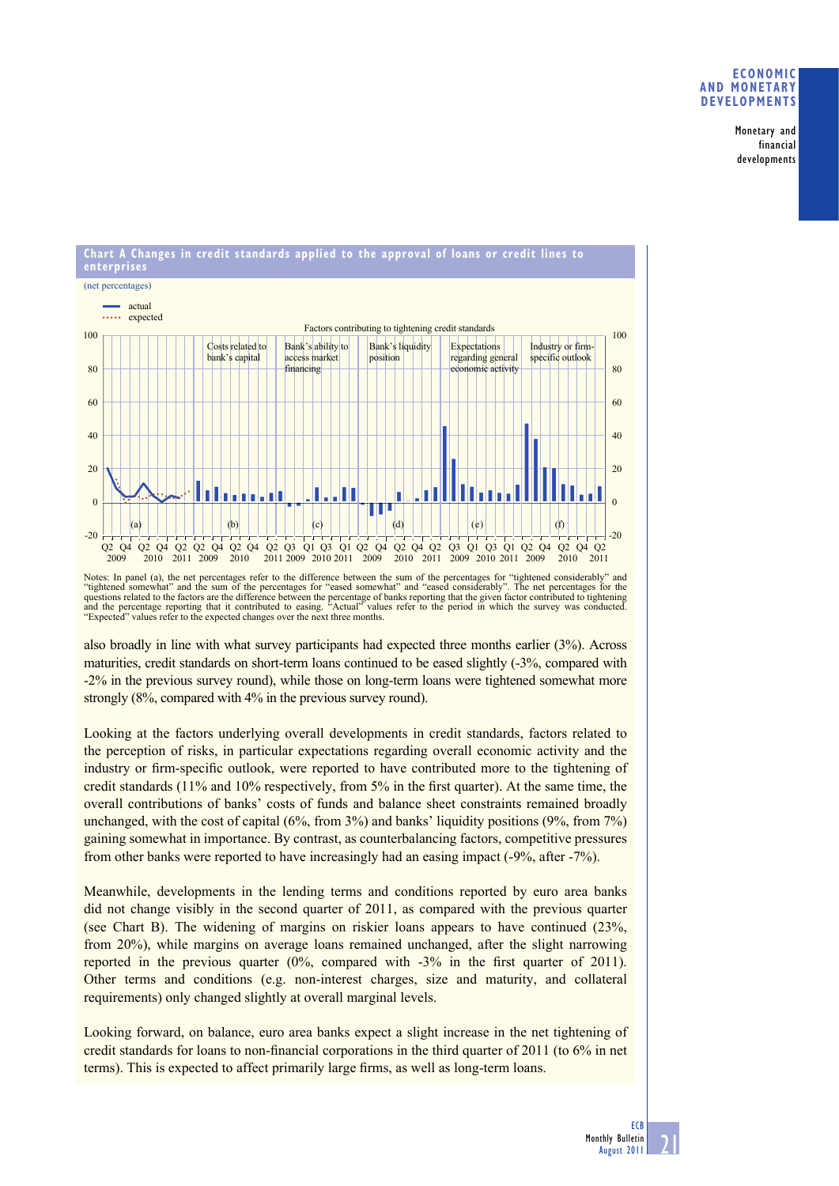**Chart A Changes in credit standards applied to the approval of loans or credit lines to enterprises**

(net percentages)

Notes: In panel (a), the net percentages refer to the difference between the sum of the percentages for "tightened considerably" and "tightened somewhat" and the sum of the percentages for "eased somewhat" and "eased considerably". The net percentages for the questions related to the factors are the difference between the percentage of banks reporting that the given factor contributed to tightening and the percentage reporting that it contributed to easing. "Actual" values refer to the period in which the survey was conducted. "Expected" values refer to the expected changes over the next three months.

also broadly in line with what survey participants had expected three months earlier (3%). Across maturities, credit standards on short-term loans continued to be eased slightly (-3%, compared with -2% in the previous survey round), while those on long-term loans were tightened somewhat more strongly (8%, compared with 4% in the previous survey round).

Looking at the factors underlying overall developments in credit standards, factors related to the perception of risks, in particular expectations regarding overall economic activity and the industry or firm-specific outlook, were reported to have contributed more to the tightening of credit standards (11% and 10% respectively, from 5% in the first quarter). At the same time, the overall contributions of banks' costs of funds and balance sheet constraints remained broadly unchanged, with the cost of capital (6%, from 3%) and banks' liquidity positions (9%, from 7%) gaining somewhat in importance. By contrast, as counterbalancing factors, competitive pressures from other banks were reported to have increasingly had an easing impact (-9%, after -7%).

Meanwhile, developments in the lending terms and conditions reported by euro area banks did not change visibly in the second quarter of 2011, as compared with the previous quarter (see Chart B). The widening of margins on riskier loans appears to have continued (23%, from 20%), while margins on average loans remained unchanged, after the slight narrowing reported in the previous quarter (0%, compared with -3% in the first quarter of 2011). Other terms and conditions (e.g. non-interest charges, size and maturity, and collateral requirements) only changed slightly at overall marginal levels.

Looking forward, on balance, euro area banks expect a slight increase in the net tightening of credit standards for loans to non-financial corporations in the third quarter of 2011 (to 6% in net terms). This is expected to affect primarily large firms, as well as long-term loans.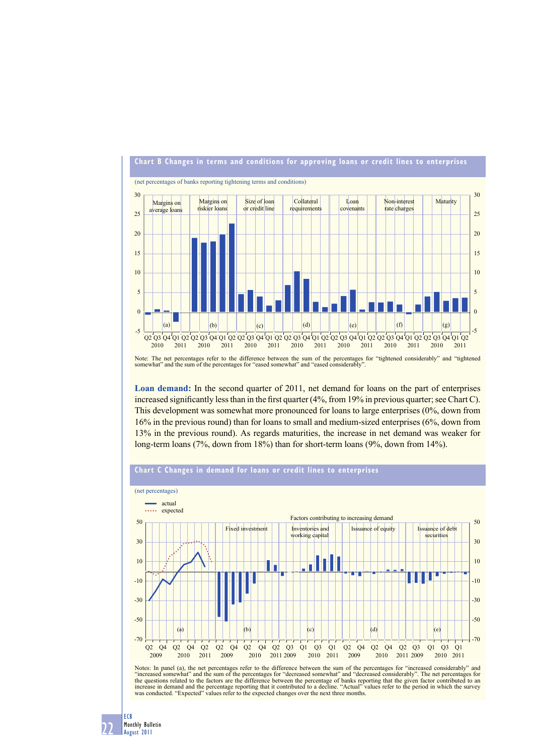**Chart B Changes in terms and conditions for approving loans or credit lines to enterprises**

(net percentages of banks reporting tightening terms and conditions)

Note: The net percentages refer to the difference between the sum of the percentages for "tightened considerably" and "tightened somewhat" and the sum of the percentages for "eased somewhat" and "eased considerably".

**Loan demand:** In the second quarter of 2011, net demand for loans on the part of enterprises increased significantly less than in the first quarter (4%, from 19% in previous quarter; see Chart C). This development was somewhat more pronounced for loans to large enterprises (0%, down from 16% in the previous round) than for loans to small and medium-sized enterprises (6%, down from 13% in the previous round). As regards maturities, the increase in net demand was weaker for long-term loans (7%, down from 18%) than for short-term loans (9%, down from 14%).

**Chart C Changes in demand for loans or credit lines to enterprises**

(net percentages)

Notes: In panel (a), the net percentages refer to the difference between the sum of the percentages for "increased considerably" and "increased somewhat" and the sum of the percentages for "decreased somewhat" and "decreased considerably". The net percentages for the questions related to the factors are the difference between the percentage of banks reporting that the given factor contributed to an increase in demand and the percentage reporting that it contributed to a decline. "Actual" values refer to the period in which the survey was conducted. "Expected" values refer to the expected changes over the next three months.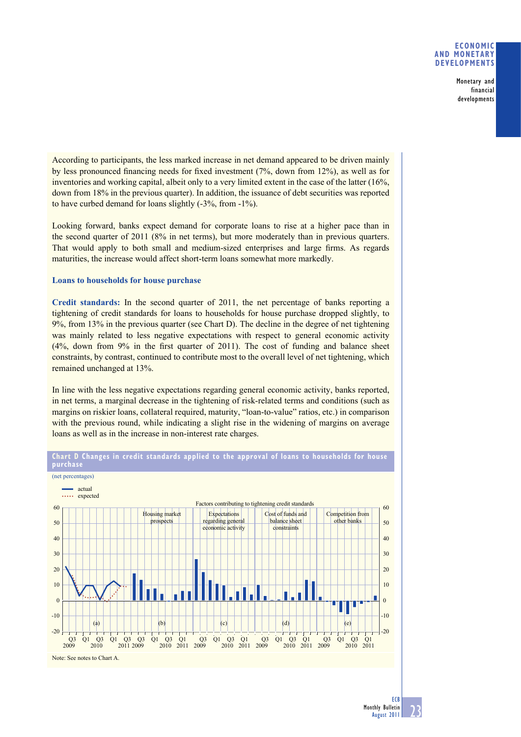According to participants, the less marked increase in net demand appeared to be driven mainly by less pronounced financing needs for fixed investment (7%, down from 12%), as well as for inventories and working capital, albeit only to a very limited extent in the case of the latter (16%, down from 18% in the previous quarter). In addition, the issuance of debt securities was reported to have curbed demand for loans slightly (-3%, from -1%).

Looking forward, banks expect demand for corporate loans to rise at a higher pace than in the second quarter of 2011 (8% in net terms), but more moderately than in previous quarters. That would apply to both small and medium-sized enterprises and large firms. As regards maturities, the increase would affect short-term loans somewhat more markedly.

### Loans to households for house purchase

**Credit standards:** In the second quarter of 2011, the net percentage of banks reporting a tightening of credit standards for loans to households for house purchase dropped slightly, to 9%, from 13% in the previous quarter (see Chart D). The decline in the degree of net tightening was mainly related to less negative expectations with respect to general economic activity (4%, down from 9% in the first quarter of 2011). The cost of funding and balance sheet constraints, by contrast, continued to contribute most to the overall level of net tightening, which remained unchanged at 13%.

In line with the less negative expectations regarding general economic activity, banks reported, in net terms, a marginal decrease in the tightening of risk-related terms and conditions (such as margins on riskier loans, collateral required, maturity, "loan-to-value" ratios, etc.) in comparison with the previous round, while indicating a slight rise in the widening of margins on average loans as well as in the increase in non-interest rate charges.

**Chart D Changes in credit standards applied to the approval of loans to households for house purchase**

(net percentages)

Note: See notes to Chart A.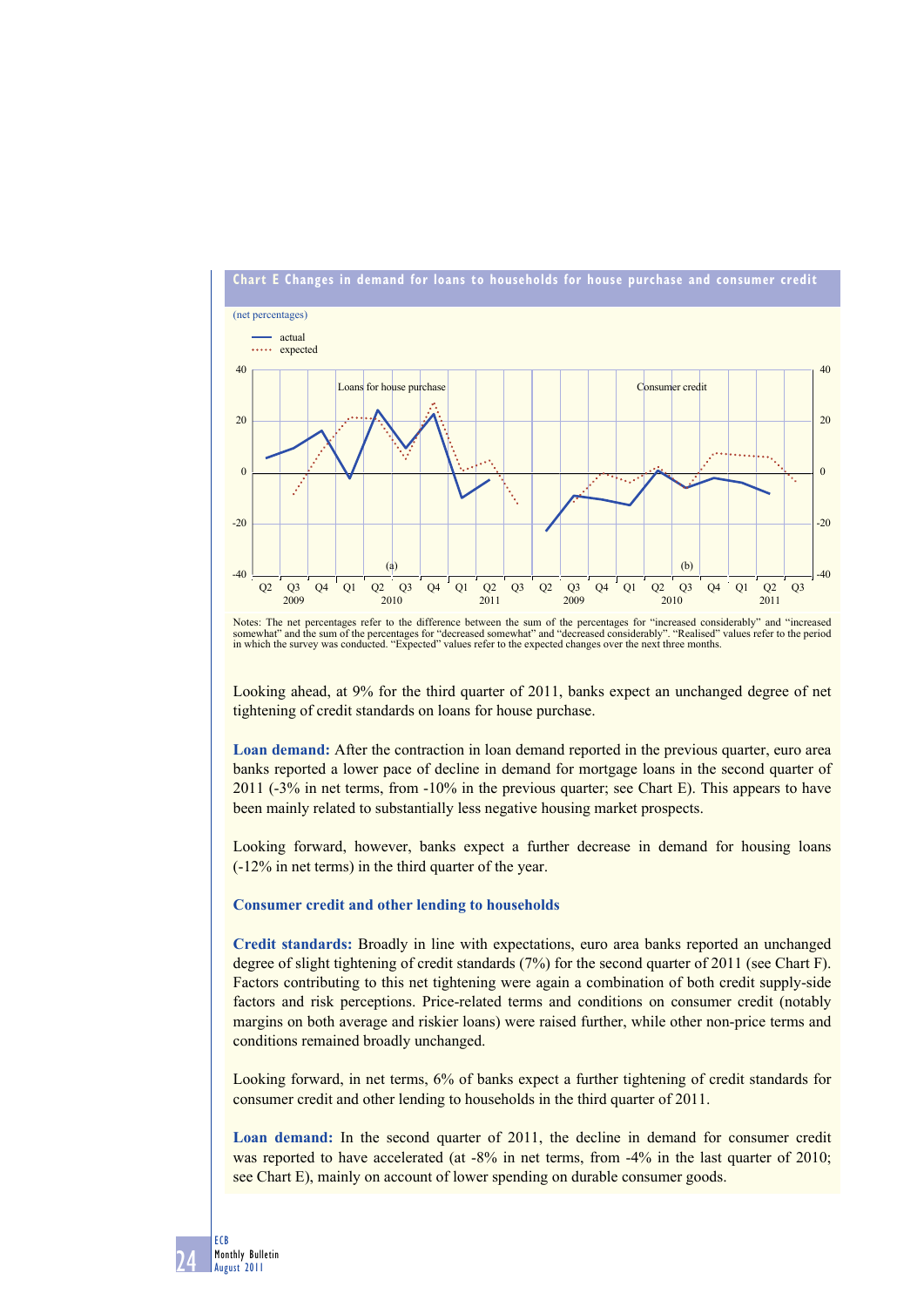**Chart E Changes in demand for loans to households for house purchase and consumer credit**

(net percentages)

Notes: The net percentages refer to the difference between the sum of the percentages for "increased considerably" and "increased somewhat" and the sum of the percentages for "decreased somewhat" and "decreased considerably". "Realised" values refer to the period in which the survey was conducted. "Expected" values refer to the expected changes over the next three months.

Looking ahead, at 9% for the third quarter of 2011, banks expect an unchanged degree of net tightening of credit standards on loans for house purchase.

**Loan demand:** After the contraction in loan demand reported in the previous quarter, euro area banks reported a lower pace of decline in demand for mortgage loans in the second quarter of 2011 (-3% in net terms, from -10% in the previous quarter; see Chart E). This appears to have been mainly related to substantially less negative housing market prospects.

Looking forward, however, banks expect a further decrease in demand for housing loans (-12% in net terms) in the third quarter of the year.

### Consumer credit and other lending to households

**Credit standards:** Broadly in line with expectations, euro area banks reported an unchanged degree of slight tightening of credit standards (7%) for the second quarter of 2011 (see Chart F). Factors contributing to this net tightening were again a combination of both credit supply-side factors and risk perceptions. Price-related terms and conditions on consumer credit (notably margins on both average and riskier loans) were raised further, while other non-price terms and conditions remained broadly unchanged.

Looking forward, in net terms, 6% of banks expect a further tightening of credit standards for consumer credit and other lending to households in the third quarter of 2011.

**Loan demand:** In the second quarter of 2011, the decline in demand for consumer credit was reported to have accelerated (at -8% in net terms, from -4% in the last quarter of 2010; see Chart E), mainly on account of lower spending on durable consumer goods.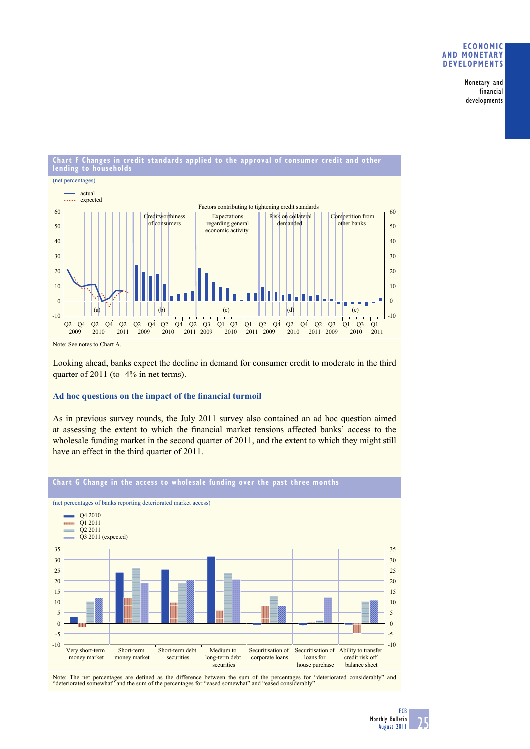**Chart F Changes in credit standards applied to the approval of consumer credit and other lending to households**

(net percentages)

Note: See notes to Chart A.

Looking ahead, banks expect the decline in demand for consumer credit to moderate in the third quarter of 2011 (to -4% in net terms).

### Ad hoc questions on the impact of the financial turmoil

As in previous survey rounds, the July 2011 survey also contained an ad hoc question aimed at assessing the extent to which the financial market tensions affected banks' access to the wholesale funding market in the second quarter of 2011, and the extent to which they might still have an effect in the third quarter of 2011.

**Chart G Change in the access to wholesale funding over the past three months**

(net percentages of banks reporting deteriorated market access)

Note: The net percentages are defined as the difference between the sum of the percentages for "deteriorated considerably" and "deteriorated somewhat" and the sum of the percentages for "eased somewhat" and "eased considerably".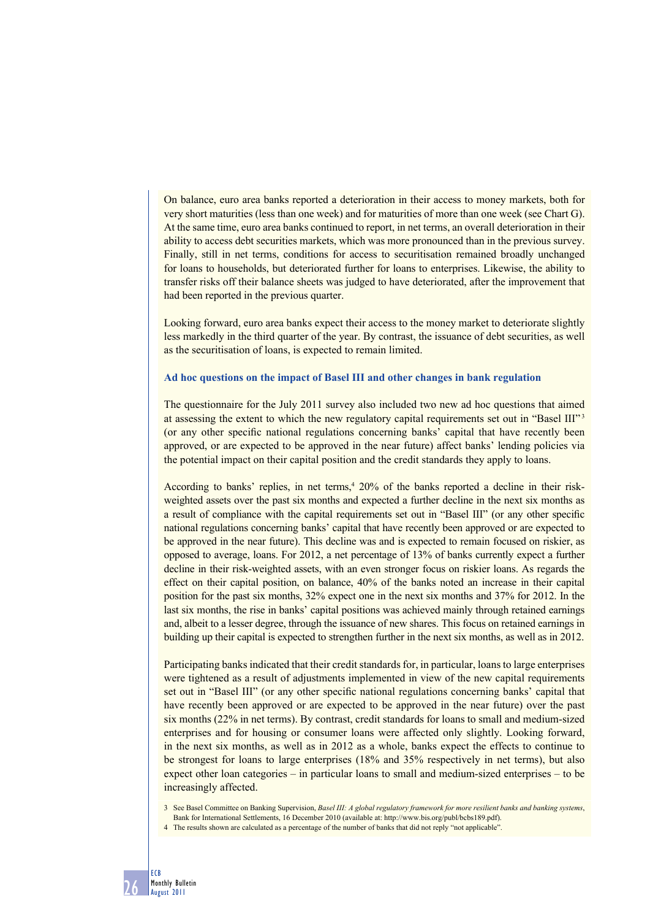On balance, euro area banks reported a deterioration in their access to money markets, both for very short maturities (less than one week) and for maturities of more than one week (see Chart G). At the same time, euro area banks continued to report, in net terms, an overall deterioration in their ability to access debt securities markets, which was more pronounced than in the previous survey. Finally, still in net terms, conditions for access to securitisation remained broadly unchanged for loans to households, but deteriorated further for loans to enterprises. Likewise, the ability to transfer risks off their balance sheets was judged to have deteriorated, after the improvement that had been reported in the previous quarter.

Looking forward, euro area banks expect their access to the money market to deteriorate slightly less markedly in the third quarter of the year. By contrast, the issuance of debt securities, as well as the securitisation of loans, is expected to remain limited.

### Ad hoc questions on the impact of Basel III and other changes in bank regulation

The questionnaire for the July 2011 survey also included two new ad hoc questions that aimed at assessing the extent to which the new regulatory capital requirements set out in "Basel III"[3] (or any other specific national regulations concerning banks' capital that have recently been approved, or are expected to be approved in the near future) affect banks' lending policies via the potential impact on their capital position and the credit standards they apply to loans.

According to banks' replies, in net terms,[4] 20% of the banks reported a decline in their risk-weighted assets over the past six months and expected a further decline in the next six months as a result of compliance with the capital requirements set out in "Basel III" (or any other specific national regulations concerning banks' capital that have recently been approved or are expected to be approved in the near future). This decline was and is expected to remain focused on riskier, as opposed to average, loans. For 2012, a net percentage of 13% of banks currently expect a further decline in their risk-weighted assets, with an even stronger focus on riskier loans. As regards the effect on their capital position, on balance, 40% of the banks noted an increase in their capital position for the past six months, 32% expect one in the next six months and 37% for 2012. In the last six months, the rise in banks' capital positions was achieved mainly through retained earnings and, albeit to a lesser degree, through the issuance of new shares. This focus on retained earnings in building up their capital is expected to strengthen further in the next six months, as well as in 2012.

Participating banks indicated that their credit standards for, in particular, loans to large enterprises were tightened as a result of adjustments implemented in view of the new capital requirements set out in "Basel III" (or any other specific national regulations concerning banks' capital that have recently been approved or are expected to be approved in the near future) over the past six months (22% in net terms). By contrast, credit standards for loans to small and medium-sized enterprises and for housing or consumer loans were affected only slightly. Looking forward, in the next six months, as well as in 2012 as a whole, banks expect the effects to continue to be strongest for loans to large enterprises (18% and 35% respectively in net terms), but also expect other loan categories – in particular loans to small and medium-sized enterprises – to be increasingly affected.

3 See Basel Committee on Banking Supervision, *Basel III: A global regulatory framework for more resilient banks and banking systems*, Bank for International Settlements, 16 December 2010 (available at: http://www.bis.org/publ/bcbs189.pdf).

4 The results shown are calculated as a percentage of the number of banks that did not reply "not applicable".